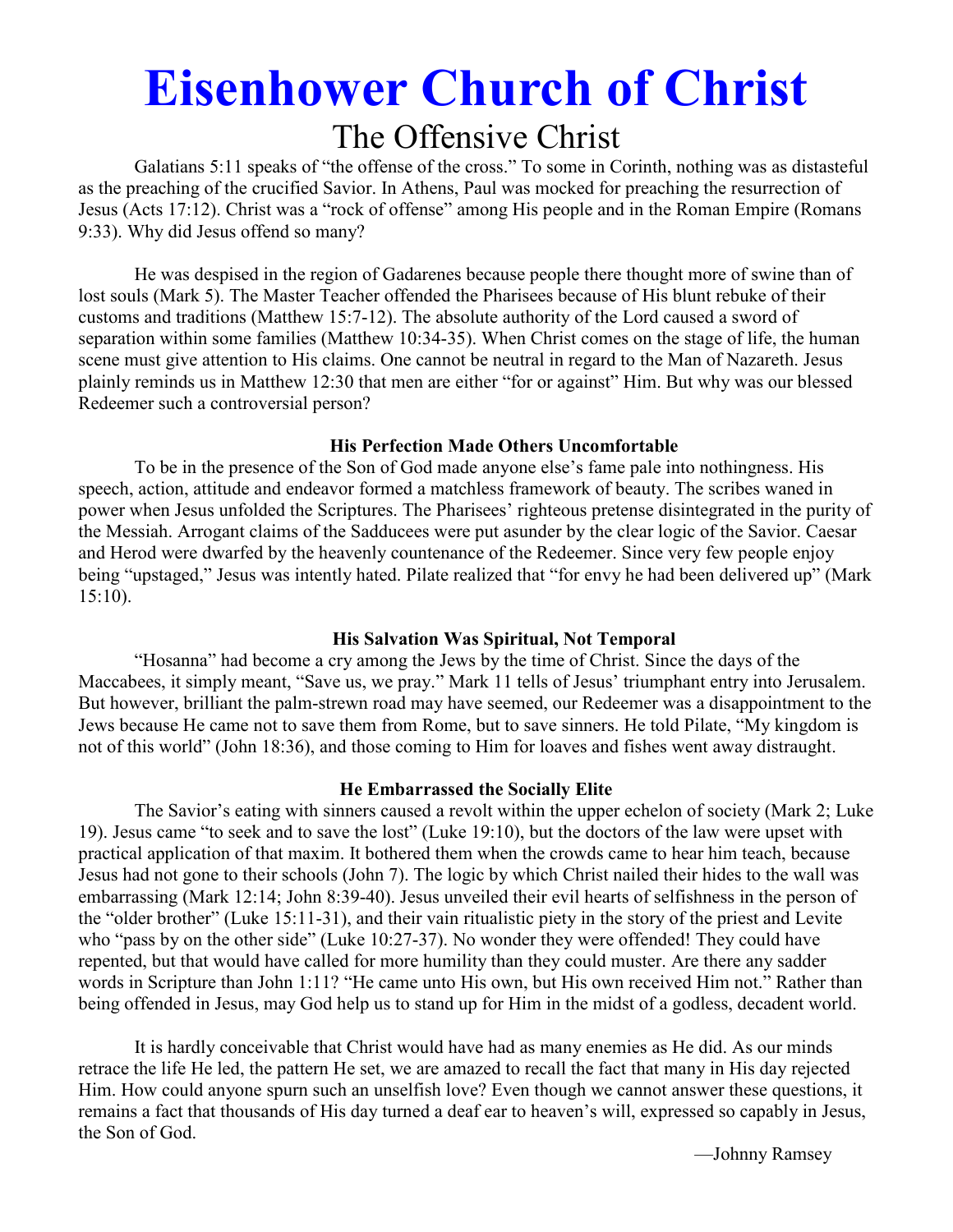# Eisenhower Church of Christ

## The Offensive Christ

Galatians 5:11 speaks of "the offense of the cross." To some in Corinth, nothing was as distasteful as the preaching of the crucified Savior. In Athens, Paul was mocked for preaching the resurrection of Jesus (Acts 17:12). Christ was a "rock of offense" among His people and in the Roman Empire (Romans 9:33). Why did Jesus offend so many?

He was despised in the region of Gadarenes because people there thought more of swine than of lost souls (Mark 5). The Master Teacher offended the Pharisees because of His blunt rebuke of their customs and traditions (Matthew 15:7-12). The absolute authority of the Lord caused a sword of separation within some families (Matthew 10:34-35). When Christ comes on the stage of life, the human scene must give attention to His claims. One cannot be neutral in regard to the Man of Nazareth. Jesus plainly reminds us in Matthew 12:30 that men are either "for or against" Him. But why was our blessed Redeemer such a controversial person?

**His Perfection Made Others Uncomfortable**

To be in the presence of the Son of God made anyone else's fame pale into nothingness. His speech, action, attitude and endeavor formed a matchless framework of beauty. The scribes waned in power when Jesus unfolded the Scriptures. The Pharisees' righteous pretense disintegrated in the purity of the Messiah. Arrogant claims of the Sadducees were put asunder by the clear logic of the Savior. Caesar and Herod were dwarfed by the heavenly countenance of the Redeemer. Since very few people enjoy being "upstaged," Jesus was intently hated. Pilate realized that "for envy he had been delivered up" (Mark 15:10).

**His Salvation Was Spiritual, Not Temporal**

"Hosanna" had become a cry among the Jews by the time of Christ. Since the days of the Maccabees, it simply meant, "Save us, we pray." Mark 11 tells of Jesus' triumphant entry into Jerusalem. But however, brilliant the palm-strewn road may have seemed, our Redeemer was a disappointment to the Jews because He came not to save them from Rome, but to save sinners. He told Pilate, "My kingdom is not of this world" (John 18:36), and those coming to Him for loaves and fishes went away distraught.

**He Embarrassed the Socially Elite**

The Savior's eating with sinners caused a revolt within the upper echelon of society (Mark 2; Luke 19). Jesus came "to seek and to save the lost" (Luke 19:10), but the doctors of the law were upset with practical application of that maxim. It bothered them when the crowds came to hear him teach, because Jesus had not gone to their schools (John 7). The logic by which Christ nailed their hides to the wall was embarrassing (Mark 12:14; John 8:39-40). Jesus unveiled their evil hearts of selfishness in the person of the "older brother" (Luke 15:11-31), and their vain ritualistic piety in the story of the priest and Levite who "pass by on the other side" (Luke 10:27-37). No wonder they were offended! They could have repented, but that would have called for more humility than they could muster. Are there any sadder words in Scripture than John 1:11? "He came unto His own, but His own received Him not." Rather than being offended in Jesus, may God help us to stand up for Him in the midst of a godless, decadent world.

It is hardly conceivable that Christ would have had as many enemies as He did. As our minds retrace the life He led, the pattern He set, we are amazed to recall the fact that many in His day rejected Him. How could anyone spurn such an unselfish love? Even though we cannot answer these questions, it remains a fact that thousands of His day turned a deaf ear to heaven's will, expressed so capably in Jesus, the Son of God.

—Johnny Ramsey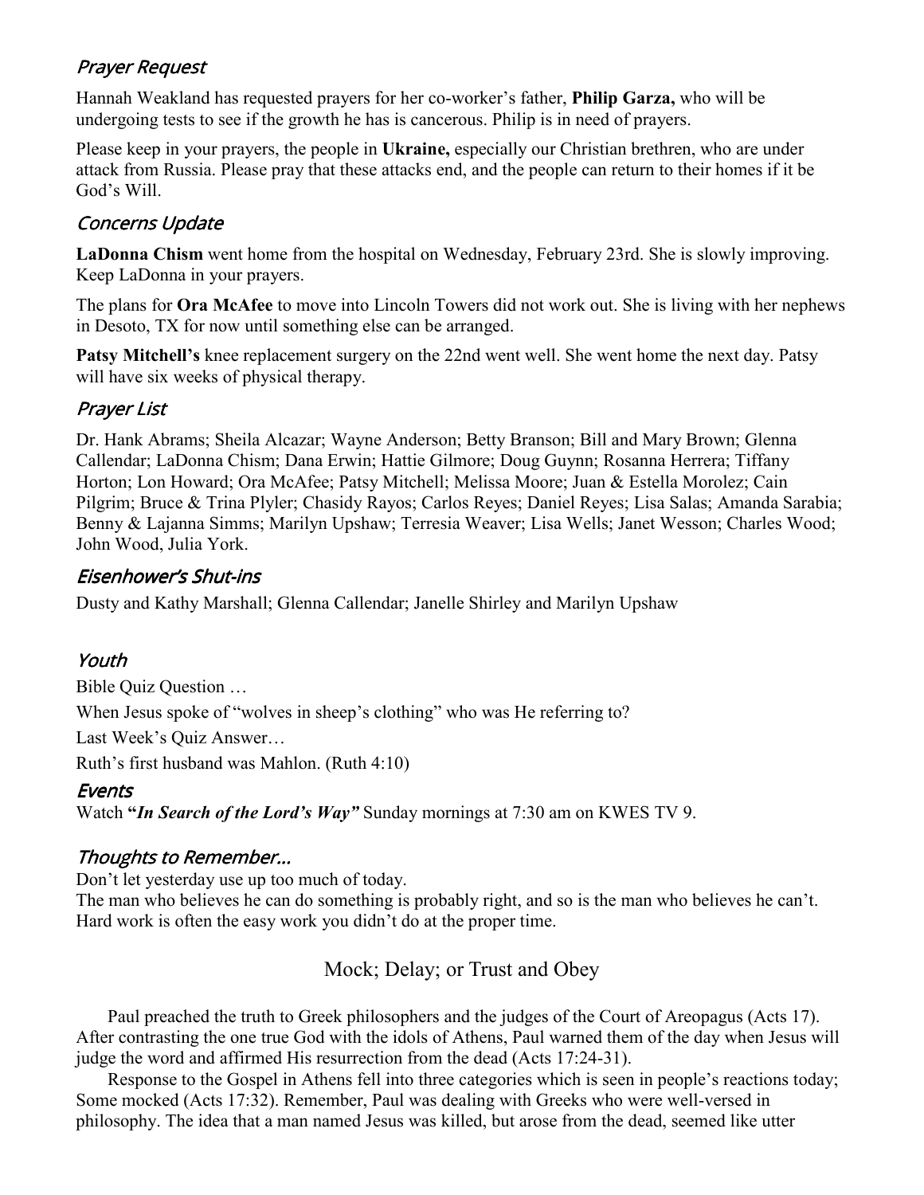## *Prayer Request*

Hannah Weakland has requested prayers for her co-worker's father, **Philip Garza,** who will be undergoing tests to see if the growth he has is cancerous. Philip is in need of prayers.

Please keep in your prayers, the people in **Ukraine,** especially our Christian brethren, who are under attack from Russia. Please pray that these attacks end, and the people can return to their homes if it be God's Will.

## *Concerns Update*

**LaDonna Chism** went home from the hospital on Wednesday, February 23rd. She is slowly improving. Keep LaDonna in your prayers.

The plans for **Ora McAfee** to move into Lincoln Towers did not work out. She is living with her nephews in Desoto, TX for now until something else can be arranged.

**Patsy Mitchell's** knee replacement surgery on the 22nd went well. She went home the next day. Patsy will have six weeks of physical therapy.

## *Prayer List*

Dr. Hank Abrams; Sheila Alcazar; Wayne Anderson; Betty Branson; Bill and Mary Brown; Glenna Callendar; LaDonna Chism; Dana Erwin; Hattie Gilmore; Doug Guynn; Rosanna Herrera; Tiffany Horton; Lon Howard; Ora McAfee; Patsy Mitchell; Melissa Moore; Juan & Estella Morolez; Cain Pilgrim; Bruce & Trina Plyler; Chasidy Rayos; Carlos Reyes; Daniel Reyes; Lisa Salas; Amanda Sarabia; Benny & Lajanna Simms; Marilyn Upshaw; Terresia Weaver; Lisa Wells; Janet Wesson; Charles Wood; John Wood, Julia York.

## *Eisenhower's Shut-ins*

Dusty and Kathy Marshall; Glenna Callendar; Janelle Shirley and Marilyn Upshaw

## *Youth*

Bible Quiz Question …

When Jesus spoke of "wolves in sheep's clothing" who was He referring to?

Last Week's Quiz Answer…

Ruth's first husband was Mahlon. (Ruth 4:10)

## *Events*

Watch ***"In Search of the Lord's Way"*** Sunday mornings at 7:30 am on KWES TV 9.

## *Thoughts to Remember…*

Don't let yesterday use up too much of today.
The man who believes he can do something is probably right, and so is the man who believes he can't.
Hard work is often the easy work you didn't do at the proper time.

# Mock; Delay; or Trust and Obey

Paul preached the truth to Greek philosophers and the judges of the Court of Areopagus (Acts 17). After contrasting the one true God with the idols of Athens, Paul warned them of the day when Jesus will judge the word and affirmed His resurrection from the dead (Acts 17:24-31).

Response to the Gospel in Athens fell into three categories which is seen in people's reactions today; Some mocked (Acts 17:32). Remember, Paul was dealing with Greeks who were well-versed in philosophy. The idea that a man named Jesus was killed, but arose from the dead, seemed like utter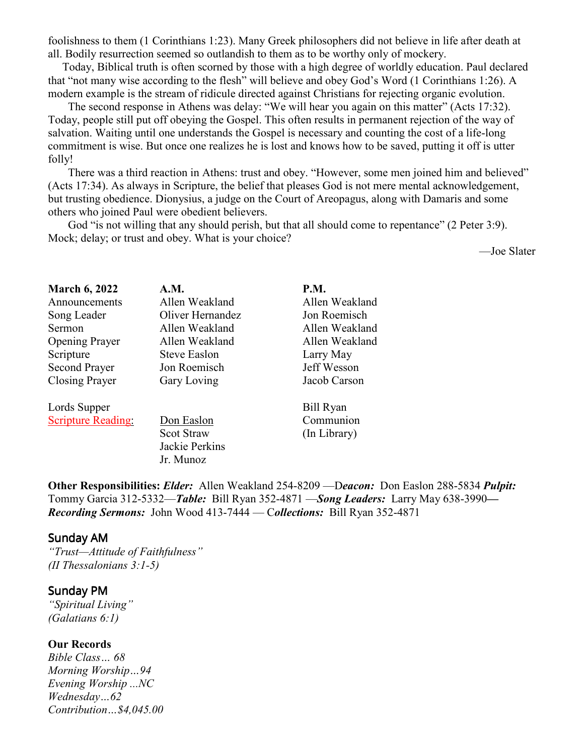foolishness to them (1 Corinthians 1:23). Many Greek philosophers did not believe in life after death at all. Bodily resurrection seemed so outlandish to them as to be worthy only of mockery.

Today, Biblical truth is often scorned by those with a high degree of worldly education. Paul declared that "not many wise according to the flesh" will believe and obey God's Word (1 Corinthians 1:26). A modern example is the stream of ridicule directed against Christians for rejecting organic evolution.

The second response in Athens was delay: "We will hear you again on this matter" (Acts 17:32). Today, people still put off obeying the Gospel. This often results in permanent rejection of the way of salvation. Waiting until one understands the Gospel is necessary and counting the cost of a life-long commitment is wise. But once one realizes he is lost and knows how to be saved, putting it off is utter folly!

There was a third reaction in Athens: trust and obey. "However, some men joined him and believed" (Acts 17:34). As always in Scripture, the belief that pleases God is not mere mental acknowledgement, but trusting obedience. Dionysius, a judge on the Court of Areopagus, along with Damaris and some others who joined Paul were obedient believers.

God "is not willing that any should perish, but that all should come to repentance" (2 Peter 3:9). Mock; delay; or trust and obey. What is your choice?

—Joe Slater

| **March 6, 2022** | **A.M.** | **P.M.** |
|---|---|---|
| Announcements | Allen Weakland | Allen Weakland |
| Song Leader | Oliver Hernandez | Jon Roemisch |
| Sermon | Allen Weakland | Allen Weakland |
| Opening Prayer | Allen Weakland | Allen Weakland |
| Scripture | Steve Easlon | Larry May |
| Second Prayer | Jon Roemisch | Jeff Wesson |
| Closing Prayer | Gary Loving | Jacob Carson |
| Lords Supper | | Bill Ryan |
| Scripture Reading: | Don Easlon | Communion |
| | Scot Straw | (In Library) |
| | Jackie Perkins | |
| | Jr. Munoz | |

**Other Responsibilities:** ***Elder:*** Allen Weakland 254-8209 —D***eacon:*** Don Easlon 288-5834 ***Pulpit:*** Tommy Garcia 312-5332—***Table:*** Bill Ryan 352-4871 —***Song Leaders:*** Larry May 638-3990— ***Recording Sermons:*** John Wood 413-7444 — C***ollections:*** Bill Ryan 352-4871

## Sunday AM

*"Trust—Attitude of Faithfulness"*
*(II Thessalonians 3:1-5)*

## Sunday PM

*"Spiritual Living"*
*(Galatians 6:1)*

**Our Records**

*Bible Class… 68*
*Morning Worship…94*
*Evening Worship ...NC*
*Wednesday…62*
*Contribution…$4,045.00*